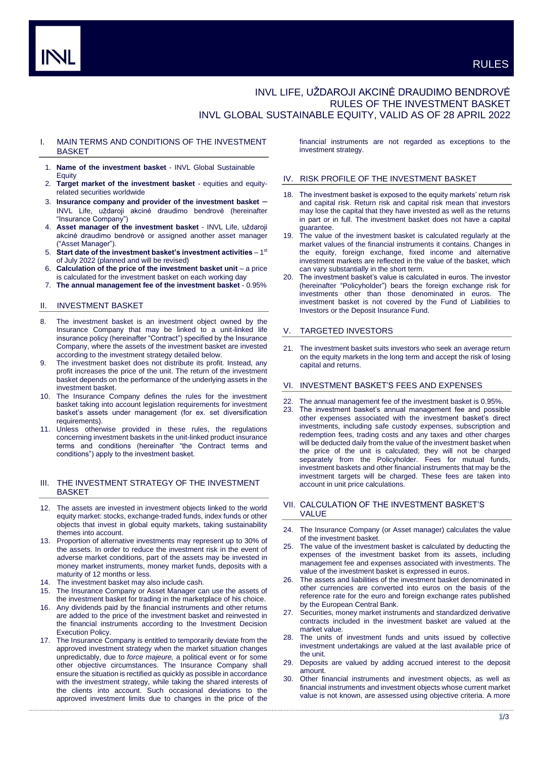# INVL LIFE, UŽDAROJI AKCINĖ DRAUDIMO BENDROVĖ
# RULES OF THE INVESTMENT BASKET
# INVL GLOBAL SUSTAINABLE EQUITY, VALID AS OF 28 APRIL 2022

## I. MAIN TERMS AND CONDITIONS OF THE INVESTMENT BASKET

1. **Name of the investment basket** - INVL Global Sustainable Equity
2. **Target market of the investment basket** - equities and equity-related securities worldwide
3. **Insurance company and provider of the investment basket** – INVL Life, uždaroji akcinė draudimo bendrovė (hereinafter "Insurance Company")
4. **Asset manager of the investment basket** - INVL Life, uždaroji akcinė draudimo bendrovė or assigned another asset manager ("Asset Manager").
5. **Start date of the investment basket's investment activities** – 1st of July 2022 (planned and will be revised)
6. **Calculation of the price of the investment basket unit** – a price is calculated for the investment basket on each working day
7. **The annual management fee of the investment basket** - 0.95%

## II. INVESTMENT BASKET

8. The investment basket is an investment object owned by the Insurance Company that may be linked to a unit-linked life insurance policy (hereinafter "Contract") specified by the Insurance Company, where the assets of the investment basket are invested according to the investment strategy detailed below.
9. The investment basket does not distribute its profit. Instead, any profit increases the price of the unit. The return of the investment basket depends on the performance of the underlying assets in the investment basket.
10. The Insurance Company defines the rules for the investment basket taking into account legislation requirements for investment basket's assets under management (for ex. set diversification requirements).
11. Unless otherwise provided in these rules, the regulations concerning investment baskets in the unit-linked product insurance terms and conditions (hereinafter "the Contract terms and conditions") apply to the investment basket.

## III. THE INVESTMENT STRATEGY OF THE INVESTMENT BASKET

12. The assets are invested in investment objects linked to the world equity market: stocks, exchange-traded funds, index funds or other objects that invest in global equity markets, taking sustainability themes into account.
13. Proportion of alternative investments may represent up to 30% of the assets. In order to reduce the investment risk in the event of adverse market conditions, part of the assets may be invested in money market instruments, money market funds, deposits with a maturity of 12 months or less.
14. The investment basket may also include cash.
15. The Insurance Company or Asset Manager can use the assets of the investment basket for trading in the marketplace of his choice.
16. Any dividends paid by the financial instruments and other returns are added to the price of the investment basket and reinvested in the financial instruments according to the Investment Decision Execution Policy.
17. The Insurance Company is entitled to temporarily deviate from the approved investment strategy when the market situation changes unpredictably, due to *force majeure,* a political event or for some other objective circumstances. The Insurance Company shall ensure the situation is rectified as quickly as possible in accordance with the investment strategy, while taking the shared interests of the clients into account. Such occasional deviations to the approved investment limits due to changes in the price of the financial instruments are not regarded as exceptions to the investment strategy.

## IV. RISK PROFILE OF THE INVESTMENT BASKET

18. The investment basket is exposed to the equity markets' return risk and capital risk. Return risk and capital risk mean that investors may lose the capital that they have invested as well as the returns in part or in full. The investment basket does not have a capital guarantee.
19. The value of the investment basket is calculated regularly at the market values of the financial instruments it contains. Changes in the equity, foreign exchange, fixed income and alternative investment markets are reflected in the value of the basket, which can vary substantially in the short term.
20. The investment basket's value is calculated in euros. The investor (hereinafter "Policyholder") bears the foreign exchange risk for investments other than those denominated in euros. The investment basket is not covered by the Fund of Liabilities to Investors or the Deposit Insurance Fund.

## V. TARGETED INVESTORS

21. The investment basket suits investors who seek an average return on the equity markets in the long term and accept the risk of losing capital and returns.

## VI. INVESTMENT BASKET'S FEES AND EXPENSES

22. The annual management fee of the investment basket is 0.95%.
23. The investment basket's annual management fee and possible other expenses associated with the investment basket's direct investments, including safe custody expenses, subscription and redemption fees, trading costs and any taxes and other charges will be deducted daily from the value of the investment basket when the price of the unit is calculated; they will not be charged separately from the Policyholder. Fees for mutual funds, investment baskets and other financial instruments that may be the investment targets will be charged. These fees are taken into account in unit price calculations.

## VII. CALCULATION OF THE INVESTMENT BASKET'S VALUE

24. The Insurance Company (or Asset manager) calculates the value of the investment basket.
25. The value of the investment basket is calculated by deducting the expenses of the investment basket from its assets, including management fee and expenses associated with investments. The value of the investment basket is expressed in euros.
26. The assets and liabilities of the investment basket denominated in other currencies are converted into euros on the basis of the reference rate for the euro and foreign exchange rates published by the European Central Bank.
27. Securities, money market instruments and standardized derivative contracts included in the investment basket are valued at the market value.
28. The units of investment funds and units issued by collective investment undertakings are valued at the last available price of the unit.
29. Deposits are valued by adding accrued interest to the deposit amount.
30. Other financial instruments and investment objects, as well as financial instruments and investment objects whose current market value is not known, are assessed using objective criteria. A more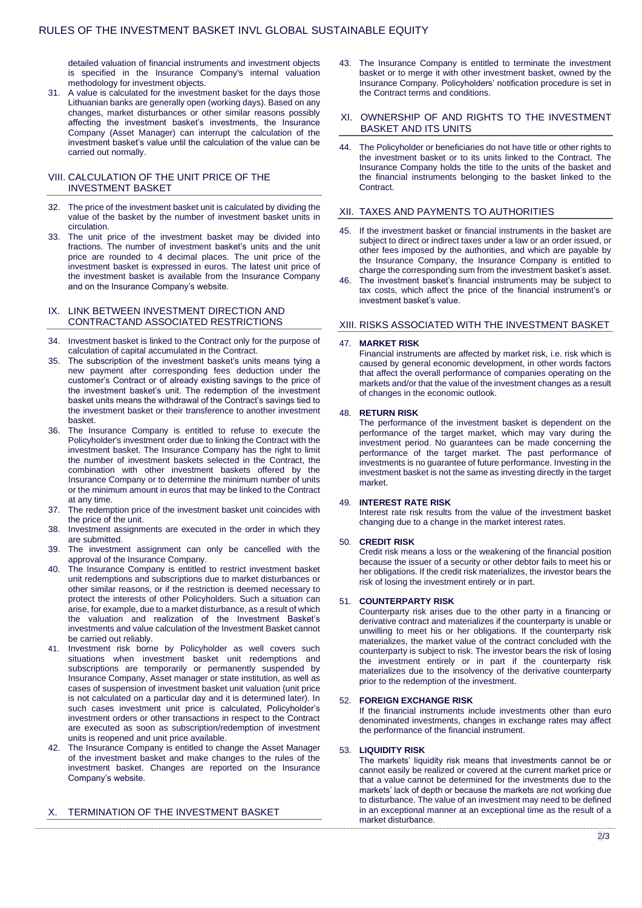detailed valuation of financial instruments and investment objects is specified in the Insurance Company's internal valuation methodology for investment objects.

31. A value is calculated for the investment basket for the days those Lithuanian banks are generally open (working days). Based on any changes, market disturbances or other similar reasons possibly affecting the investment basket's investments, the Insurance Company (Asset Manager) can interrupt the calculation of the investment basket's value until the calculation of the value can be carried out normally.

## VIII. CALCULATION OF THE UNIT PRICE OF THE INVESTMENT BASKET

32. The price of the investment basket unit is calculated by dividing the value of the basket by the number of investment basket units in circulation.
33. The unit price of the investment basket may be divided into fractions. The number of investment basket's units and the unit price are rounded to 4 decimal places. The unit price of the investment basket is expressed in euros. The latest unit price of the investment basket is available from the Insurance Company and on the Insurance Company's website.

## IX. LINK BETWEEN INVESTMENT DIRECTION AND CONTRACTAND ASSOCIATED RESTRICTIONS

34. Investment basket is linked to the Contract only for the purpose of calculation of capital accumulated in the Contract.
35. The subscription of the investment basket's units means tying a new payment after corresponding fees deduction under the customer's Contract or of already existing savings to the price of the investment basket's unit. The redemption of the investment basket units means the withdrawal of the Contract's savings tied to the investment basket or their transference to another investment basket.
36. The Insurance Company is entitled to refuse to execute the Policyholder's investment order due to linking the Contract with the investment basket. The Insurance Company has the right to limit the number of investment baskets selected in the Contract, the combination with other investment baskets offered by the Insurance Company or to determine the minimum number of units or the minimum amount in euros that may be linked to the Contract at any time.
37. The redemption price of the investment basket unit coincides with the price of the unit.
38. Investment assignments are executed in the order in which they are submitted.
39. The investment assignment can only be cancelled with the approval of the Insurance Company.
40. The Insurance Company is entitled to restrict investment basket unit redemptions and subscriptions due to market disturbances or other similar reasons, or if the restriction is deemed necessary to protect the interests of other Policyholders. Such a situation can arise, for example, due to a market disturbance, as a result of which the valuation and realization of the Investment Basket's investments and value calculation of the Investment Basket cannot be carried out reliably.
41. Investment risk borne by Policyholder as well covers such situations when investment basket unit redemptions and subscriptions are temporarily or permanently suspended by Insurance Company, Asset manager or state institution, as well as cases of suspension of investment basket unit valuation (unit price is not calculated on a particular day and it is determined later). In such cases investment unit price is calculated, Policyholder's investment orders or other transactions in respect to the Contract are executed as soon as subscription/redemption of investment units is reopened and unit price available.
42. The Insurance Company is entitled to change the Asset Manager of the investment basket and make changes to the rules of the investment basket. Changes are reported on the Insurance Company's website.

## X. TERMINATION OF THE INVESTMENT BASKET

43. The Insurance Company is entitled to terminate the investment basket or to merge it with other investment basket, owned by the Insurance Company. Policyholders' notification procedure is set in the Contract terms and conditions.

## XI. OWNERSHIP OF AND RIGHTS TO THE INVESTMENT BASKET AND ITS UNITS

44. The Policyholder or beneficiaries do not have title or other rights to the investment basket or to its units linked to the Contract. The Insurance Company holds the title to the units of the basket and the financial instruments belonging to the basket linked to the Contract.

## XII. TAXES AND PAYMENTS TO AUTHORITIES

45. If the investment basket or financial instruments in the basket are subject to direct or indirect taxes under a law or an order issued, or other fees imposed by the authorities, and which are payable by the Insurance Company, the Insurance Company is entitled to charge the corresponding sum from the investment basket's asset.
46. The investment basket's financial instruments may be subject to tax costs, which affect the price of the financial instrument's or investment basket's value.

## XIII. RISKS ASSOCIATED WITH THE INVESTMENT BASKET

47. **MARKET RISK**
    Financial instruments are affected by market risk, i.e. risk which is caused by general economic development, in other words factors that affect the overall performance of companies operating on the markets and/or that the value of the investment changes as a result of changes in the economic outlook.

48. **RETURN RISK**
    The performance of the investment basket is dependent on the performance of the target market, which may vary during the investment period. No guarantees can be made concerning the performance of the target market. The past performance of investments is no guarantee of future performance. Investing in the investment basket is not the same as investing directly in the target market.

49. **INTEREST RATE RISK**
    Interest rate risk results from the value of the investment basket changing due to a change in the market interest rates.

50. **CREDIT RISK**
    Credit risk means a loss or the weakening of the financial position because the issuer of a security or other debtor fails to meet his or her obligations. If the credit risk materializes, the investor bears the risk of losing the investment entirely or in part.

51. **COUNTERPARTY RISK**
    Counterparty risk arises due to the other party in a financing or derivative contract and materializes if the counterparty is unable or unwilling to meet his or her obligations. If the counterparty risk materializes, the market value of the contract concluded with the counterparty is subject to risk. The investor bears the risk of losing the investment entirely or in part if the counterparty risk materializes due to the insolvency of the derivative counterparty prior to the redemption of the investment.

52. **FOREIGN EXCHANGE RISK**
    If the financial instruments include investments other than euro denominated investments, changes in exchange rates may affect the performance of the financial instrument.

53. **LIQUIDITY RISK**
    The markets' liquidity risk means that investments cannot be or cannot easily be realized or covered at the current market price or that a value cannot be determined for the investments due to the markets' lack of depth or because the markets are not working due to disturbance. The value of an investment may need to be defined in an exceptional manner at an exceptional time as the result of a market disturbance.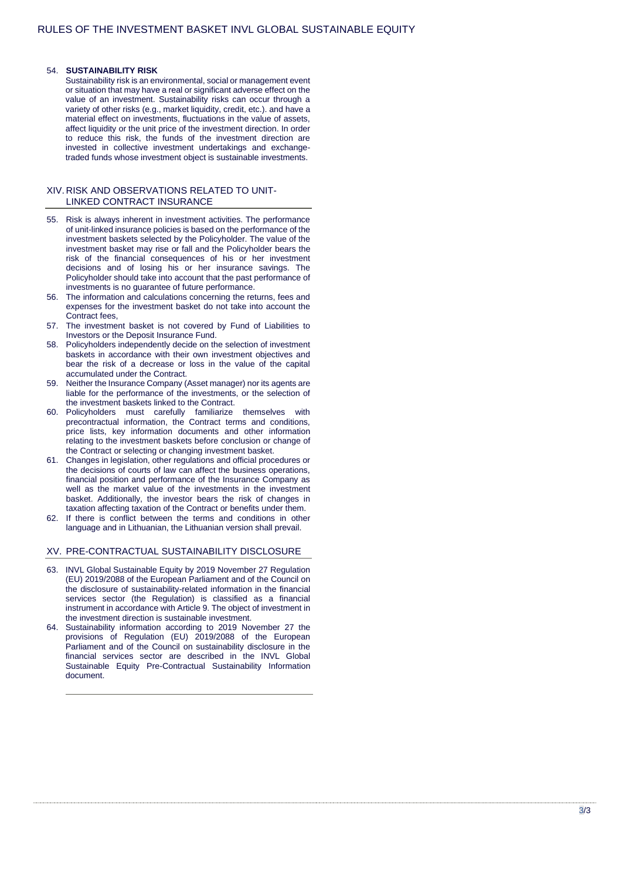54. **SUSTAINABILITY RISK**

Sustainability risk is an environmental, social or management event or situation that may have a real or significant adverse effect on the value of an investment. Sustainability risks can occur through a variety of other risks (e.g., market liquidity, credit, etc.). and have a material effect on investments, fluctuations in the value of assets, affect liquidity or the unit price of the investment direction. In order to reduce this risk, the funds of the investment direction are invested in collective investment undertakings and exchange-traded funds whose investment object is sustainable investments.

## XIV. RISK AND OBSERVATIONS RELATED TO UNIT-LINKED CONTRACT INSURANCE

55. Risk is always inherent in investment activities. The performance of unit-linked insurance policies is based on the performance of the investment baskets selected by the Policyholder. The value of the investment basket may rise or fall and the Policyholder bears the risk of the financial consequences of his or her investment decisions and of losing his or her insurance savings. The Policyholder should take into account that the past performance of investments is no guarantee of future performance.
56. The information and calculations concerning the returns, fees and expenses for the investment basket do not take into account the Contract fees,
57. The investment basket is not covered by Fund of Liabilities to Investors or the Deposit Insurance Fund.
58. Policyholders independently decide on the selection of investment baskets in accordance with their own investment objectives and bear the risk of a decrease or loss in the value of the capital accumulated under the Contract.
59. Neither the Insurance Company (Asset manager) nor its agents are liable for the performance of the investments, or the selection of the investment baskets linked to the Contract.
60. Policyholders must carefully familiarize themselves with precontractual information, the Contract terms and conditions, price lists, key information documents and other information relating to the investment baskets before conclusion or change of the Contract or selecting or changing investment basket.
61. Changes in legislation, other regulations and official procedures or the decisions of courts of law can affect the business operations, financial position and performance of the Insurance Company as well as the market value of the investments in the investment basket. Additionally, the investor bears the risk of changes in taxation affecting taxation of the Contract or benefits under them.
62. If there is conflict between the terms and conditions in other language and in Lithuanian, the Lithuanian version shall prevail.

## XV. PRE-CONTRACTUAL SUSTAINABILITY DISCLOSURE

63. INVL Global Sustainable Equity by 2019 November 27 Regulation (EU) 2019/2088 of the European Parliament and of the Council on the disclosure of sustainability-related information in the financial services sector (the Regulation) is classified as a financial instrument in accordance with Article 9. The object of investment in the investment direction is sustainable investment.
64. Sustainability information according to 2019 November 27 the provisions of Regulation (EU) 2019/2088 of the European Parliament and of the Council on sustainability disclosure in the financial services sector are described in the INVL Global Sustainable Equity Pre-Contractual Sustainability Information document.